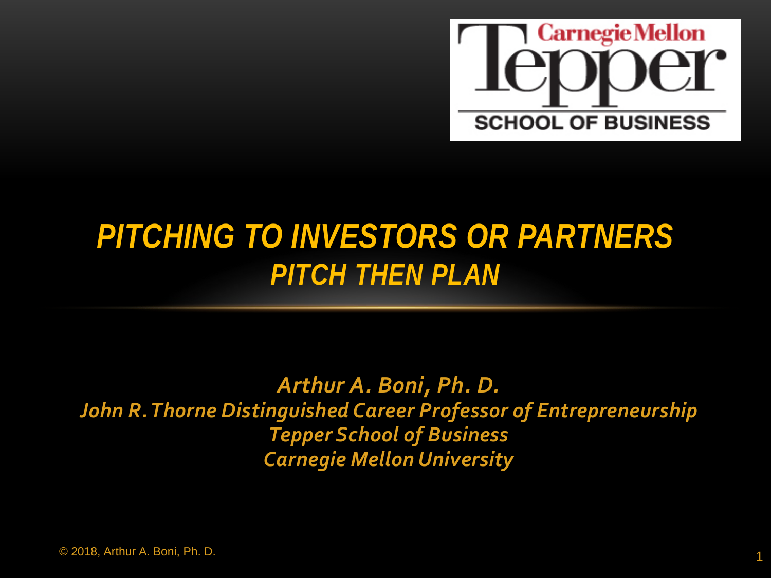# *PITCHING TO INVESTORS OR PARTNERS*
## *PITCH THEN PLAN*

***Arthur A. Boni, Ph. D.***
***John R. Thorne Distinguished Career Professor of Entrepreneurship***
***Tepper School of Business***
***Carnegie Mellon University***

© 2018, Arthur A. Boni, Ph. D.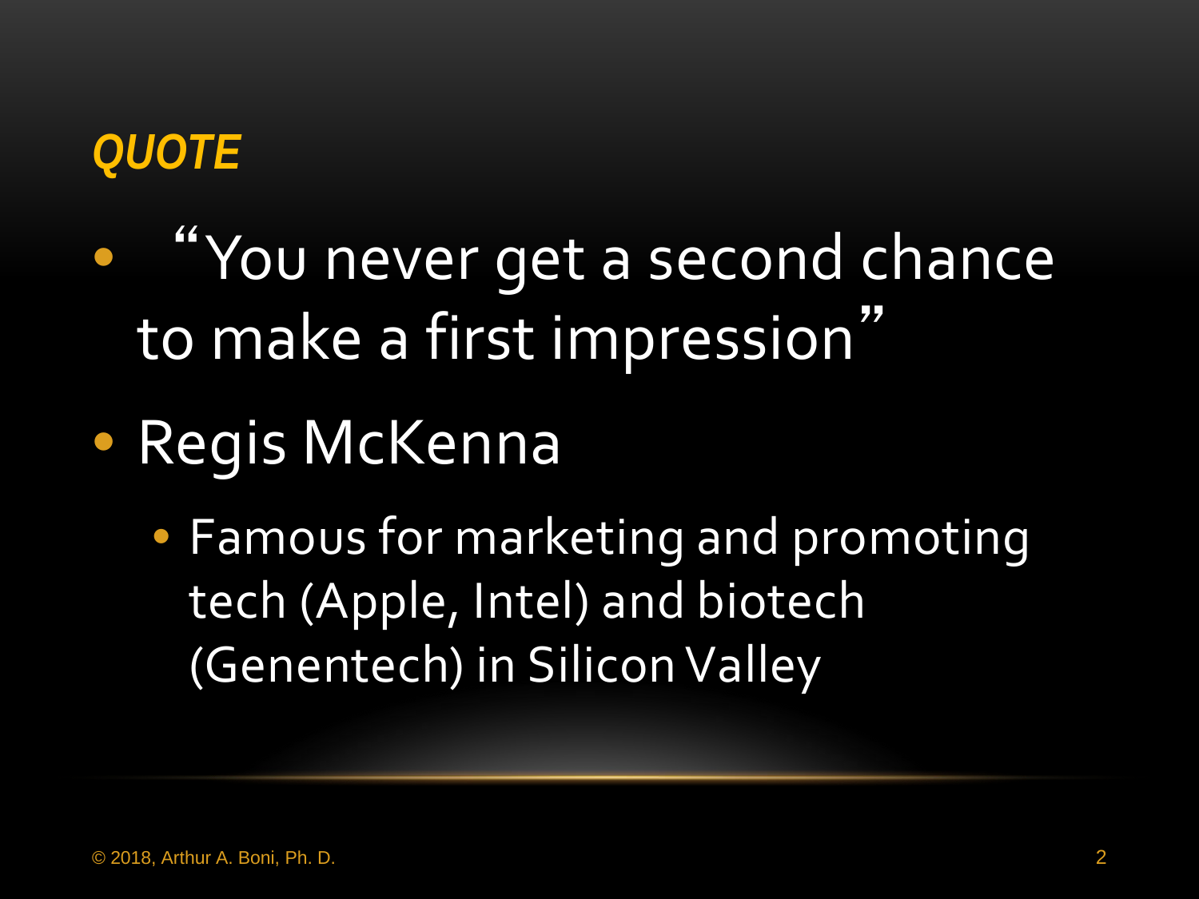## *QUOTE*

- "You never get a second chance to make a first impression"
- Regis McKenna
  - Famous for marketing and promoting tech (Apple, Intel) and biotech (Genentech) in Silicon Valley

© 2018, Arthur A. Boni, Ph. D.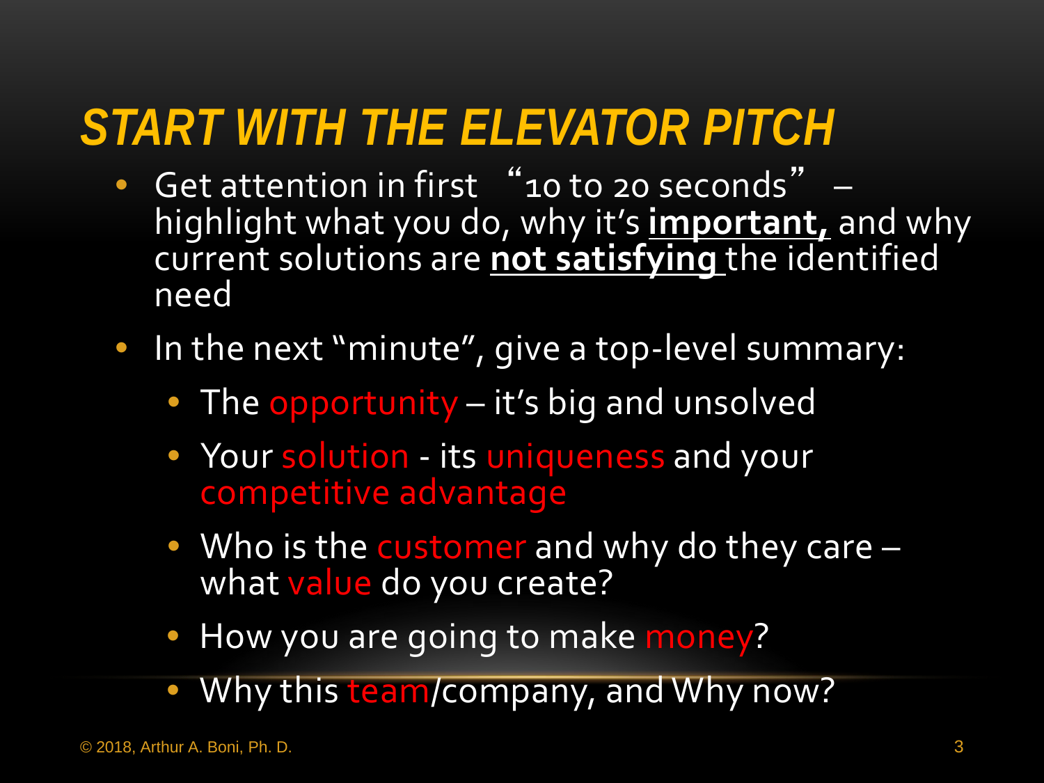# *START WITH THE ELEVATOR PITCH*

- Get attention in first "10 to 20 seconds" – highlight what you do, why it's **important,** and why current solutions are **not satisfying** the identified need
- In the next "minute", give a top-level summary:
  - The opportunity – it's big and unsolved
  - Your solution - its uniqueness and your competitive advantage
  - Who is the customer and why do they care – what value do you create?
  - How you are going to make money?
  - Why this team/company, and Why now?

© 2018, Arthur A. Boni, Ph. D.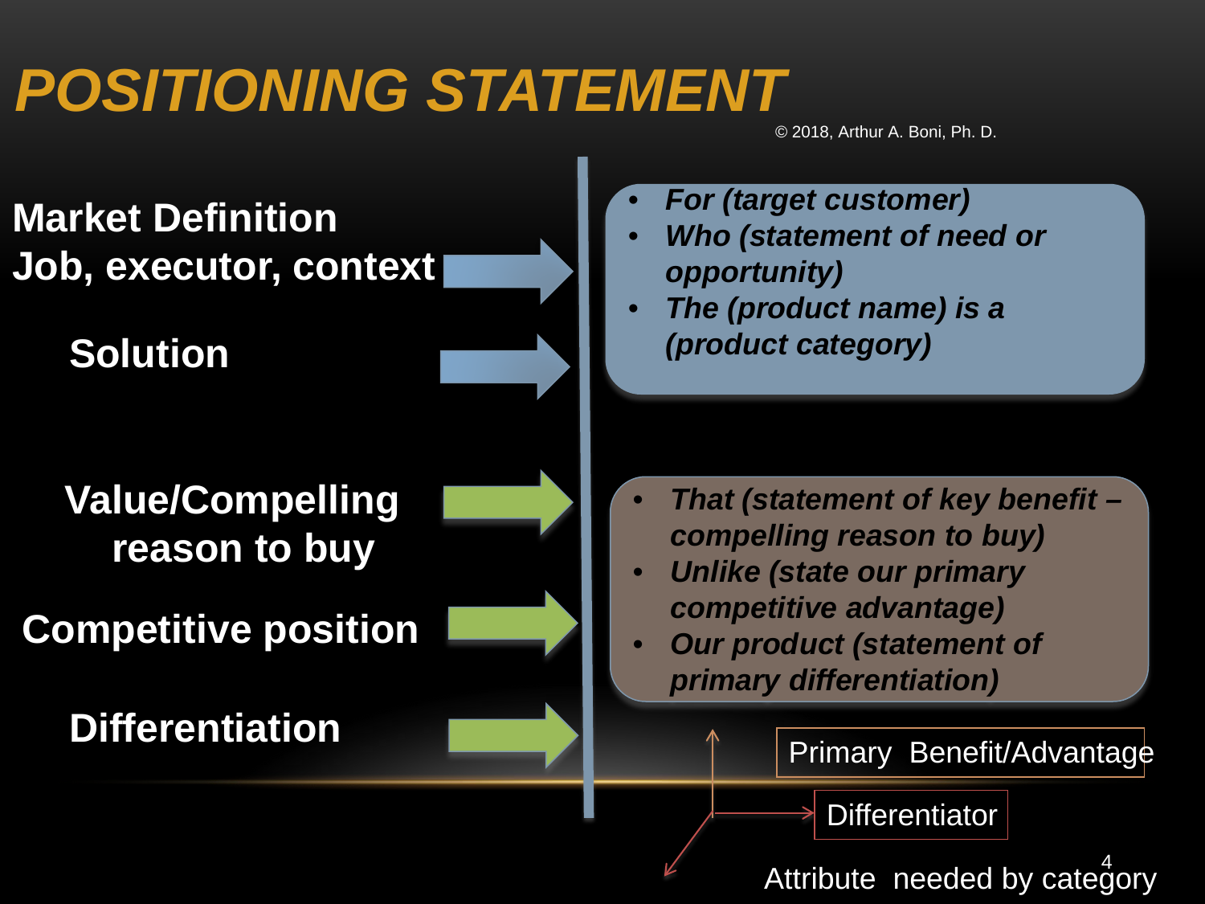# POSITIONING STATEMENT

© 2018, Arthur A. Boni, Ph. D.

**Market Definition**
**Job, executor, context**

**Solution**

- *For (target customer)*
- *Who (statement of need or opportunity)*
- *The (product name) is a (product category)*

**Value/Compelling reason to buy**

**Competitive position**

**Differentiation**

- *That (statement of key benefit – compelling reason to buy)*
- *Unlike (state our primary competitive advantage)*
- *Our product (statement of primary differentiation)*

Primary Benefit/Advantage

Differentiator

Attribute needed by category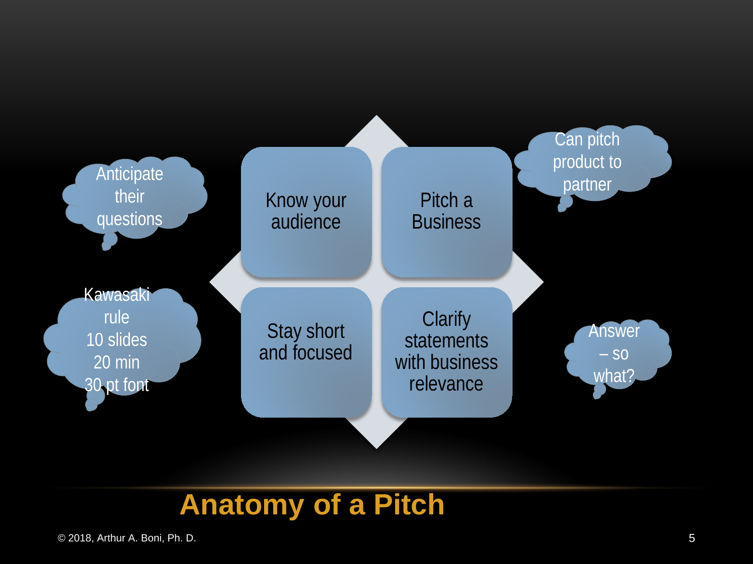# Anatomy of a Pitch

- Know your audience
- Pitch a Business
- Stay short and focused
- Clarify statements with business relevance

Anticipate their questions

Kawasaki rule
10 slides
20 min
30 pt font

Can pitch product to partner

Answer – so what?

© 2018, Arthur A. Boni, Ph. D.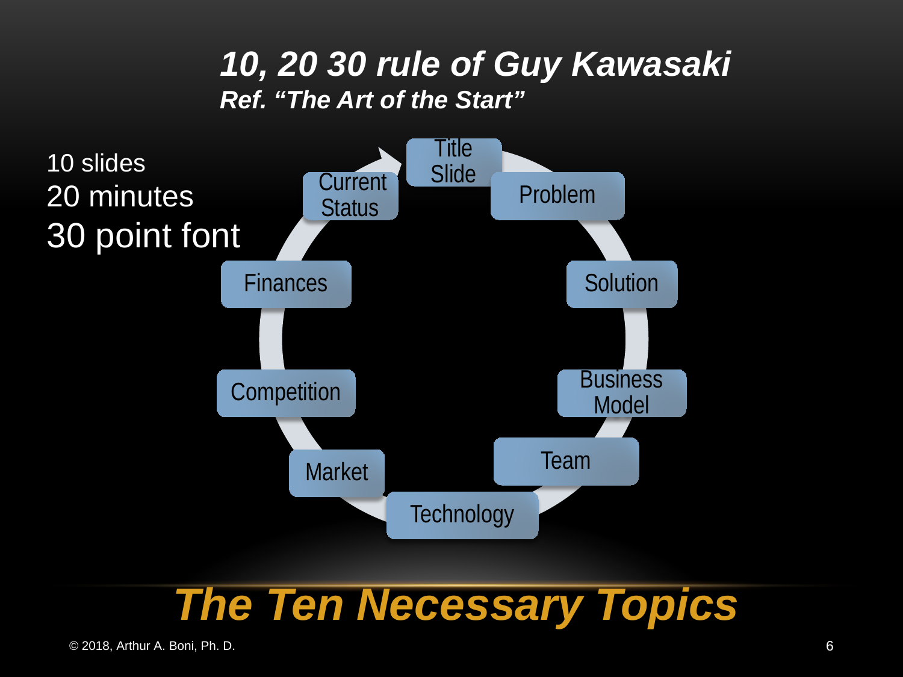# *10, 20 30 rule of Guy Kawasaki*

***Ref. "The Art of the Start"***

10 slides
20 minutes
30 point font

- Title Slide
- Problem
- Solution
- Business Model
- Team
- Technology
- Market
- Competition
- Finances
- Current Status

## *The Ten Necessary Topics*

© 2018, Arthur A. Boni, Ph. D.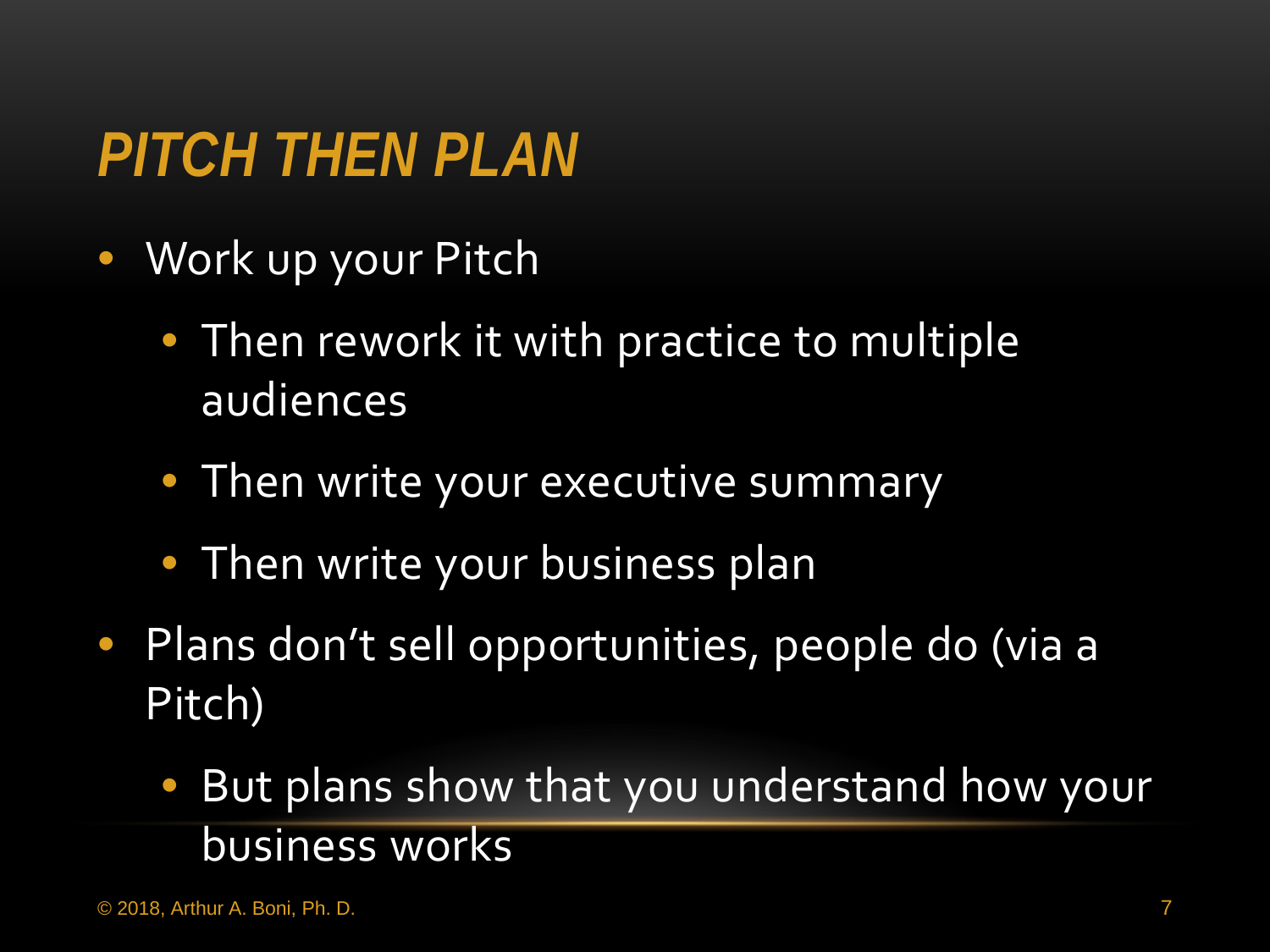# *PITCH THEN PLAN*

- Work up your Pitch
  - Then rework it with practice to multiple audiences
  - Then write your executive summary
  - Then write your business plan
- Plans don’t sell opportunities, people do (via a Pitch)
  - But plans show that you understand how your business works

© 2018, Arthur A. Boni, Ph. D.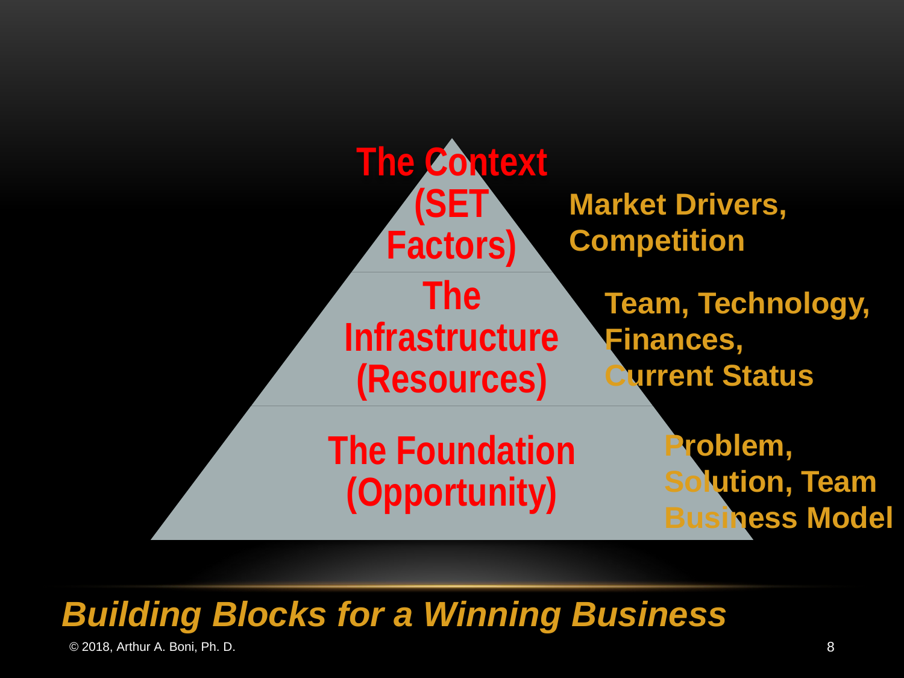# Building Blocks for a Winning Business

**The Context (SET Factors)** — Market Drivers, Competition

**The Infrastructure (Resources)** — Team, Technology, Finances, Current Status

**The Foundation (Opportunity)** — Problem, Solution, Team Business Model

© 2018, Arthur A. Boni, Ph. D.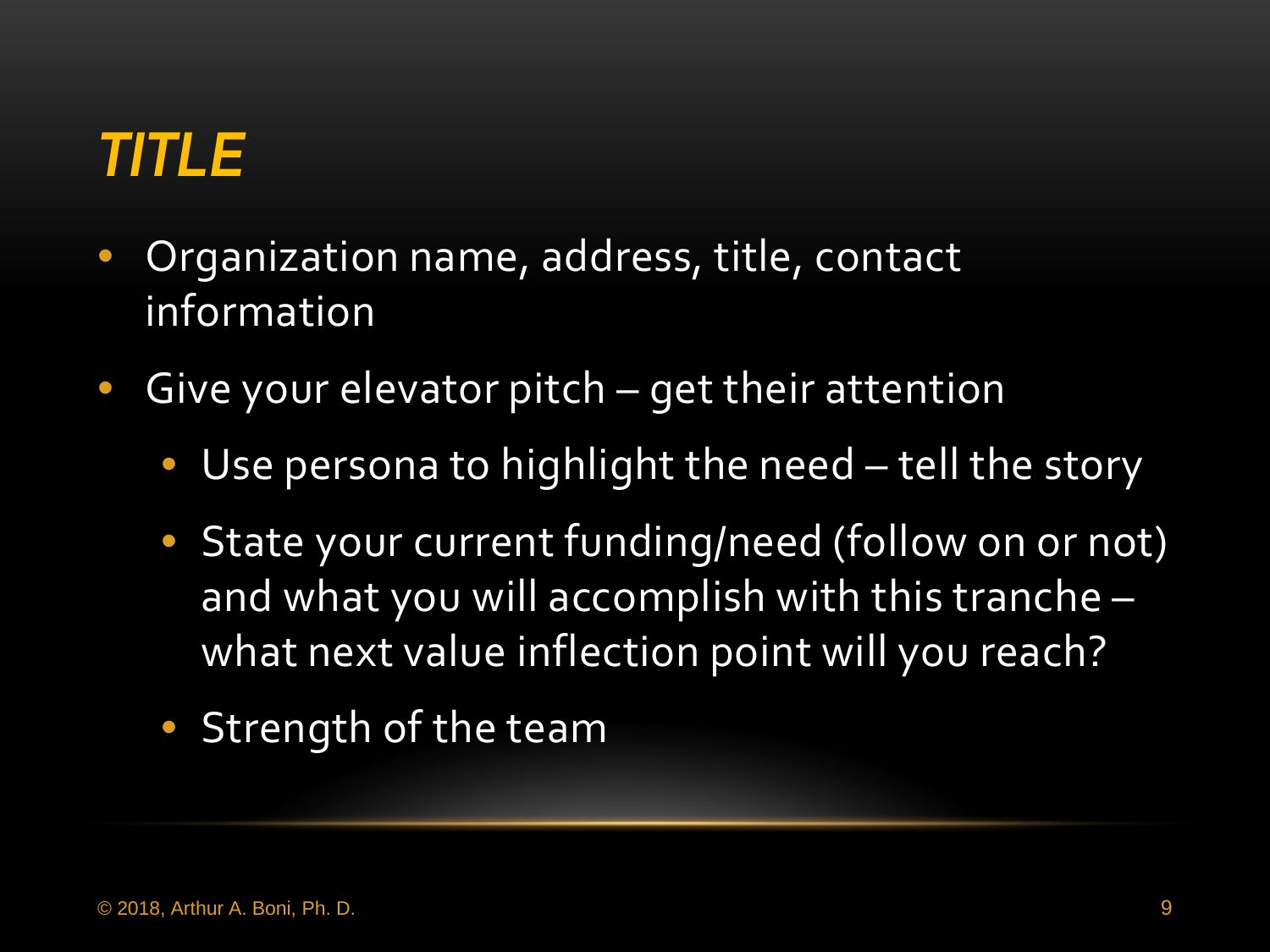# *TITLE*

- Organization name, address, title, contact information
- Give your elevator pitch – get their attention
  - Use persona to highlight the need – tell the story
  - State your current funding/need (follow on or not) and what you will accomplish with this tranche – what next value inflection point will you reach?
  - Strength of the team

© 2018, Arthur A. Boni, Ph. D.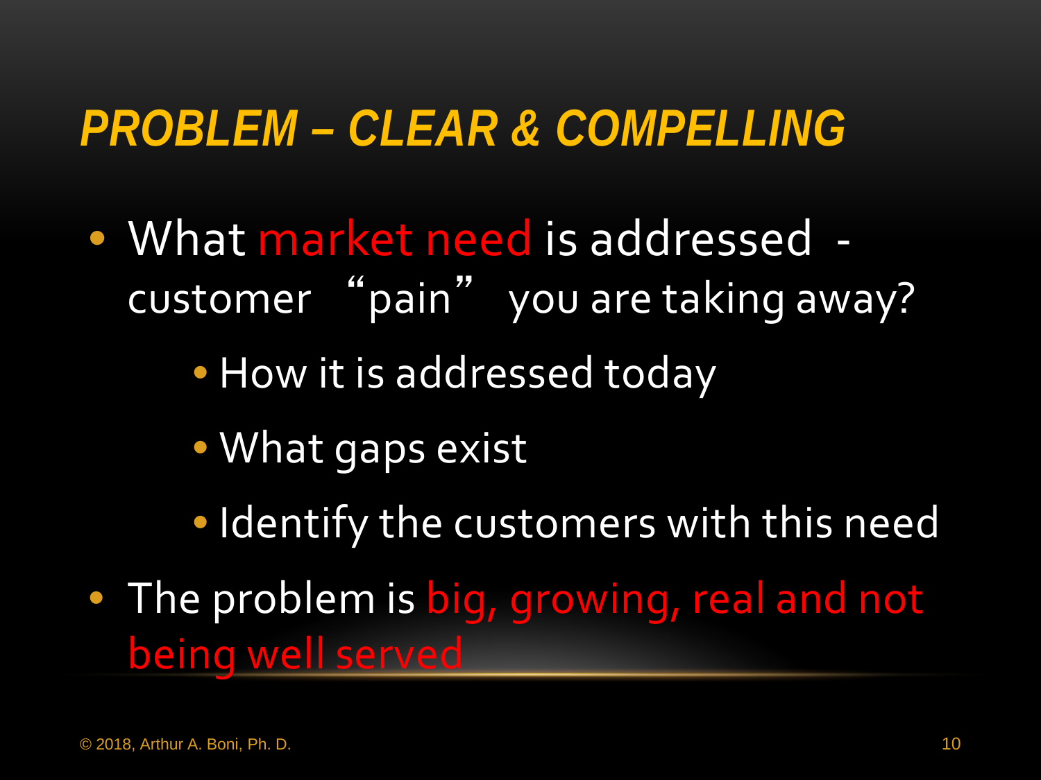# PROBLEM – CLEAR & COMPELLING

- What market need is addressed - customer "pain" you are taking away?
  - How it is addressed today
  - What gaps exist
  - Identify the customers with this need
- The problem is big, growing, real and not being well served

© 2018, Arthur A. Boni, Ph. D.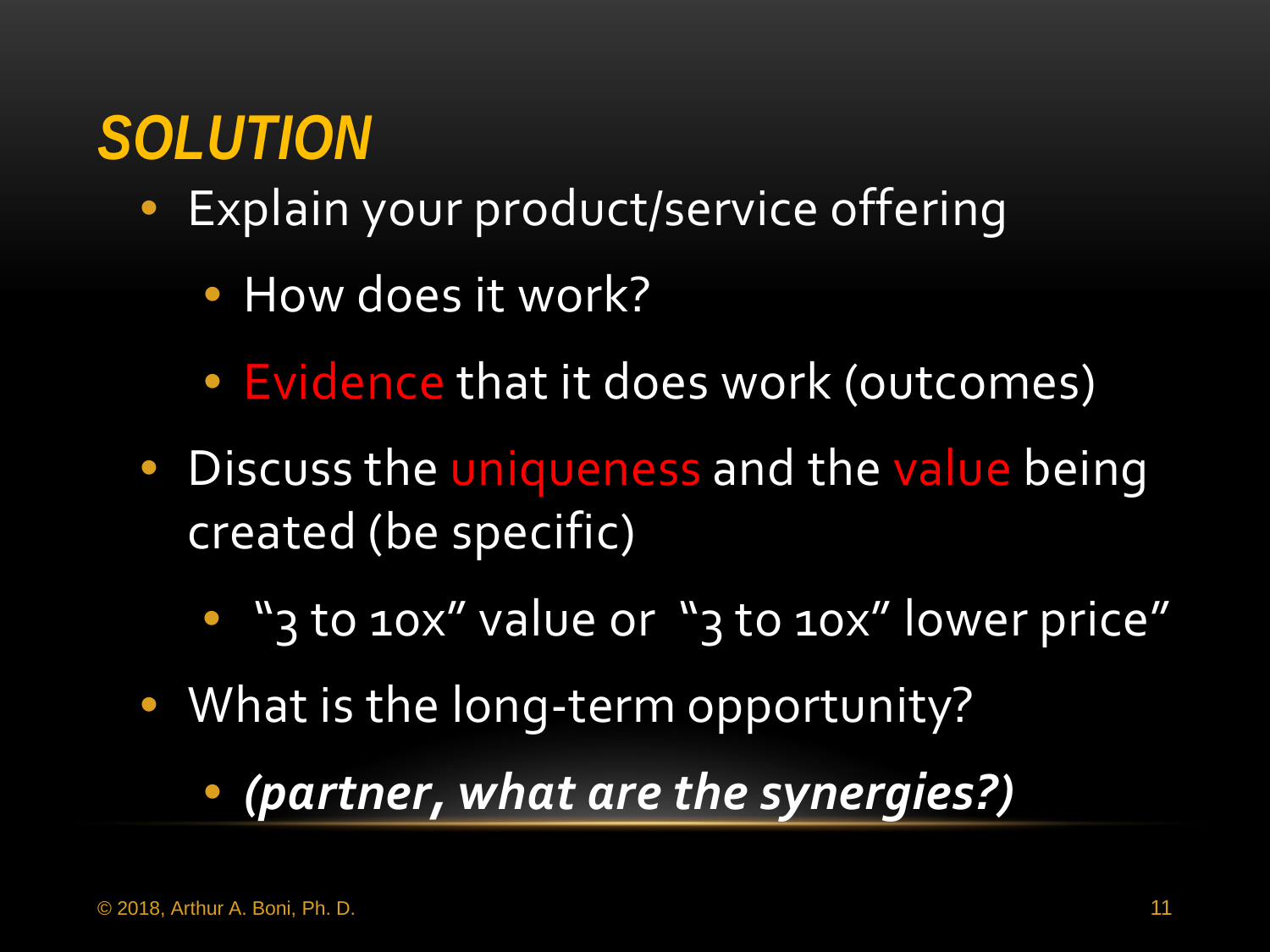## *SOLUTION*

- Explain your product/service offering
  - How does it work?
  - Evidence that it does work (outcomes)
- Discuss the uniqueness and the value being created (be specific)
  - "3 to 10x" value or "3 to 10x" lower price"
- What is the long-term opportunity?
  - ***(partner, what are the synergies?)***

© 2018, Arthur A. Boni, Ph. D.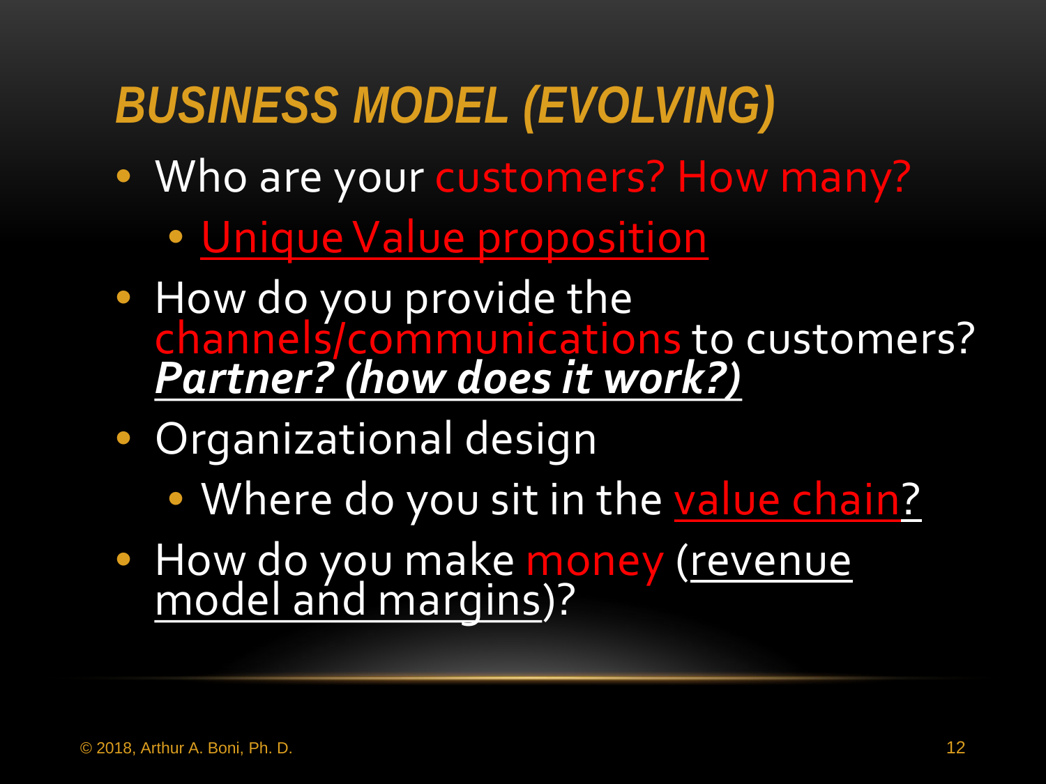# BUSINESS MODEL (EVOLVING)

- Who are your customers? How many?
  - Unique Value proposition
- How do you provide the channels/communications to customers? ***Partner? (how does it work?)***
- Organizational design
  - Where do you sit in the value chain?
- How do you make money (revenue model and margins)?

© 2018, Arthur A. Boni, Ph. D.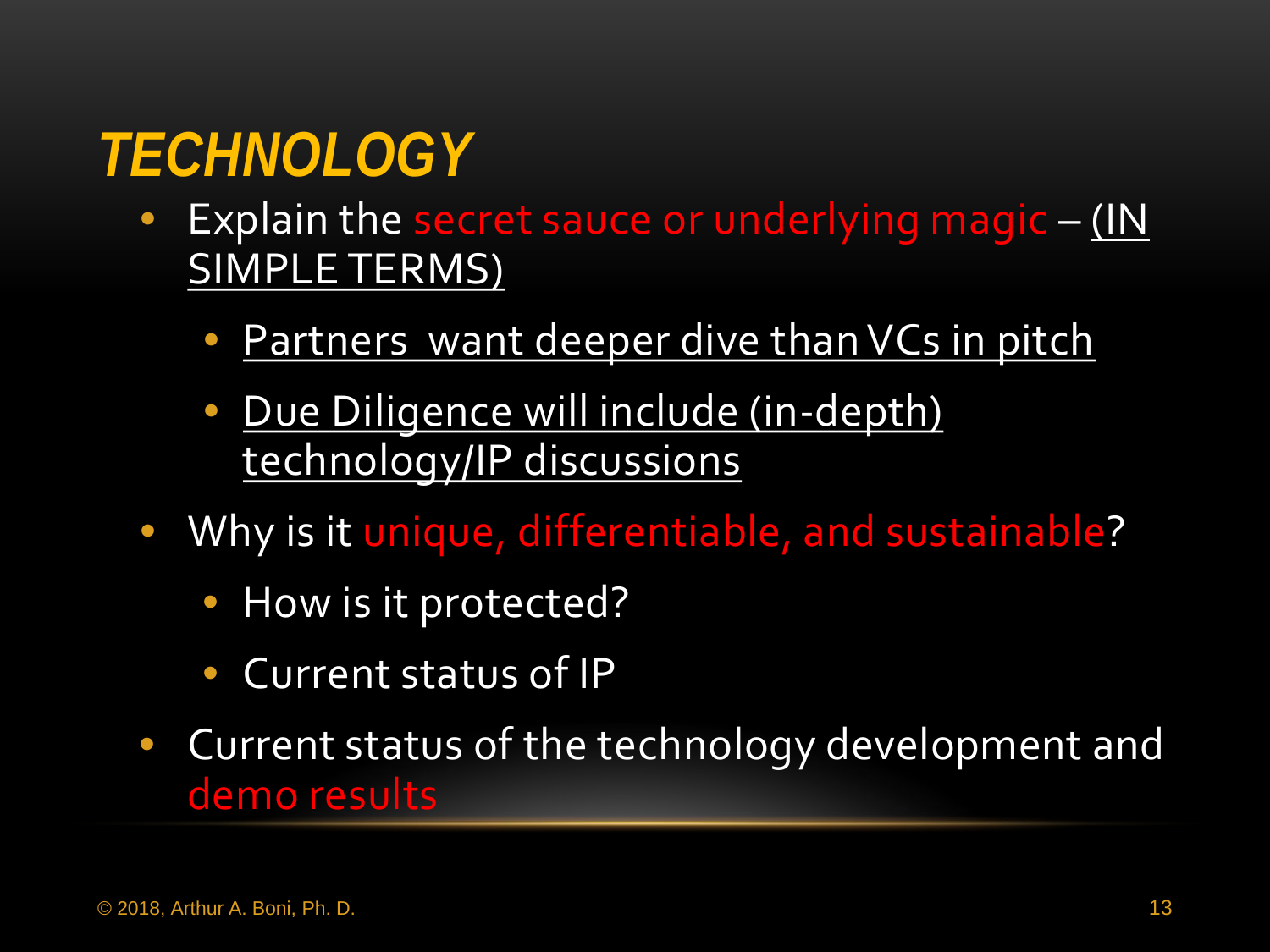# *TECHNOLOGY*

- Explain the secret sauce or underlying magic – <u>(IN SIMPLE TERMS)</u>
  - <u>Partners want deeper dive than VCs in pitch</u>
  - <u>Due Diligence will include (in-depth) technology/IP discussions</u>
- Why is it unique, differentiable, and sustainable?
  - How is it protected?
  - Current status of IP
- Current status of the technology development and demo results

© 2018, Arthur A. Boni, Ph. D.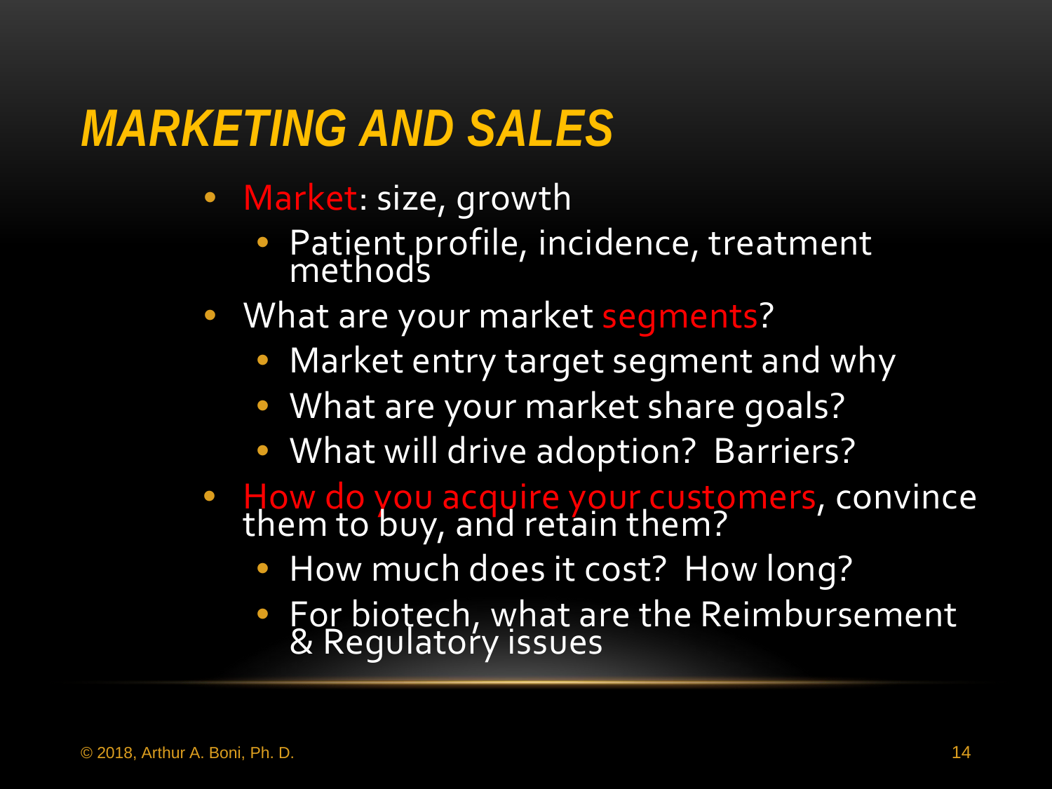# MARKETING AND SALES

- Market: size, growth
  - Patient profile, incidence, treatment methods
- What are your market segments?
  - Market entry target segment and why
  - What are your market share goals?
  - What will drive adoption? Barriers?
- How do you acquire your customers, convince them to buy, and retain them?
  - How much does it cost? How long?
  - For biotech, what are the Reimbursement & Regulatory issues

© 2018, Arthur A. Boni, Ph. D.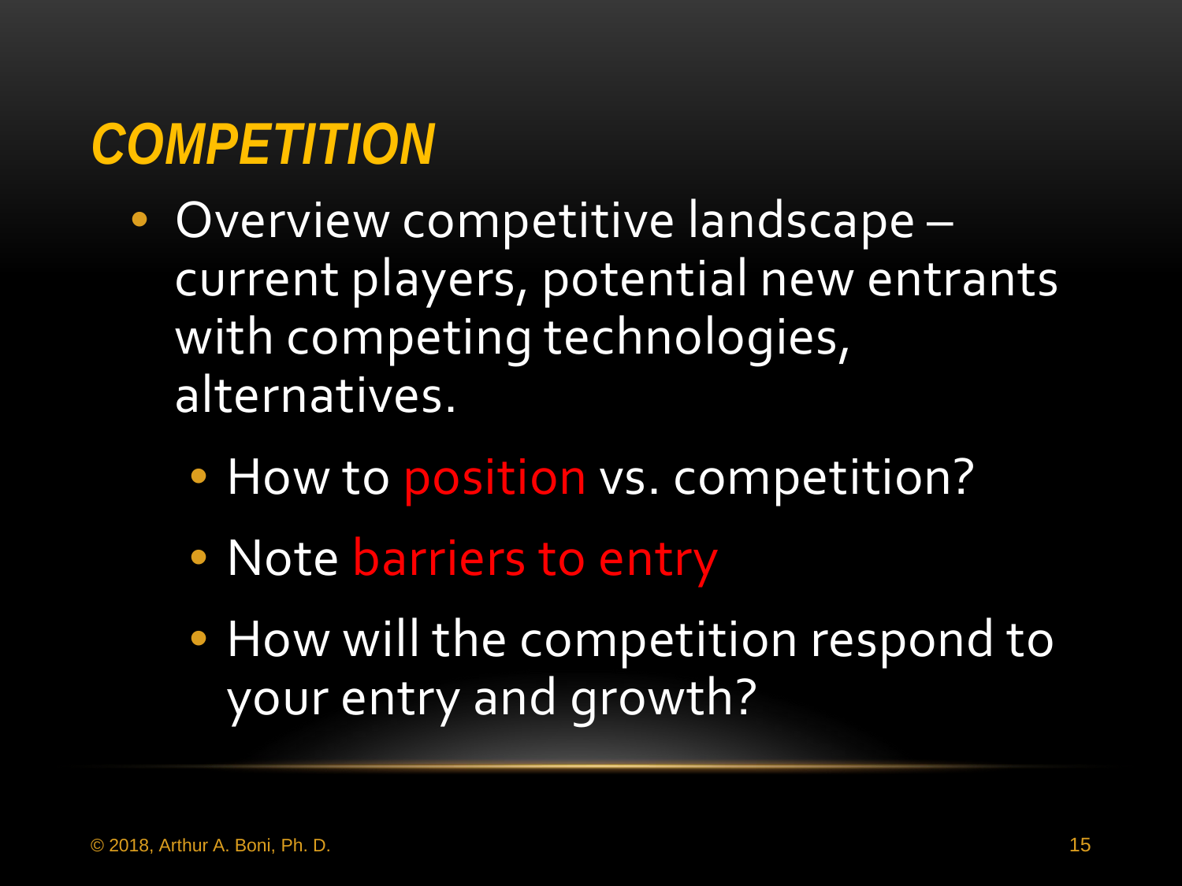# *COMPETITION*

- Overview competitive landscape – current players, potential new entrants with competing technologies, alternatives.
  - How to position vs. competition?
  - Note barriers to entry
  - How will the competition respond to your entry and growth?

© 2018, Arthur A. Boni, Ph. D.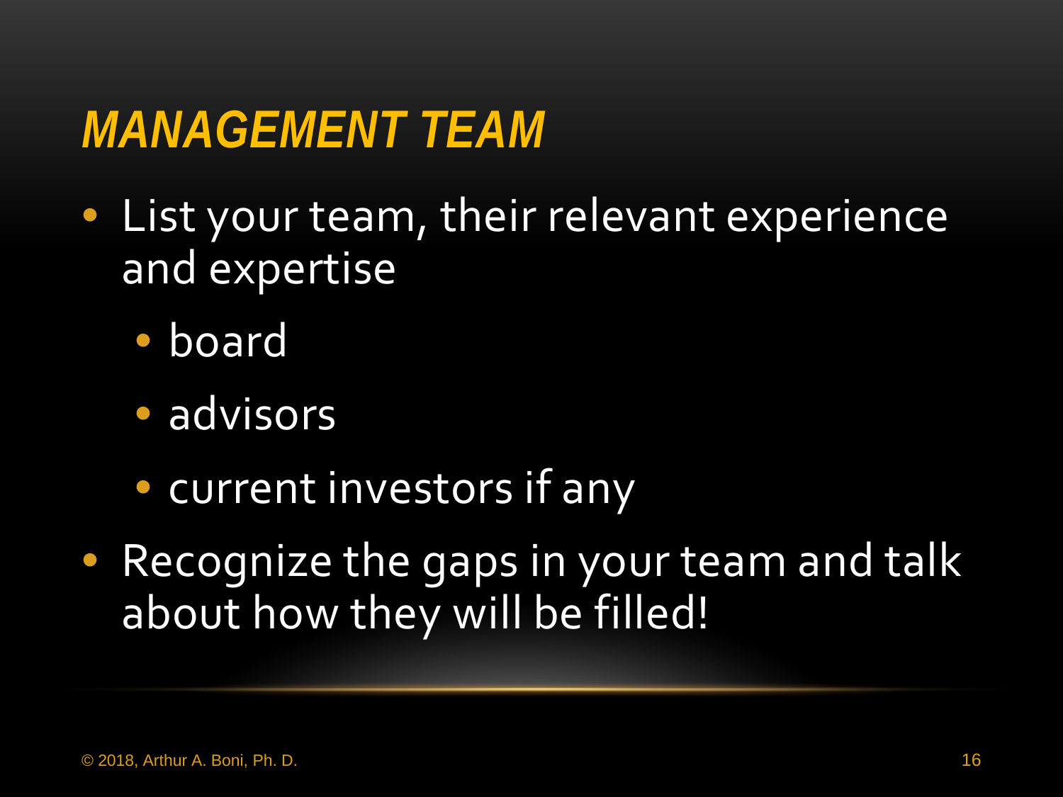## *MANAGEMENT TEAM*

- List your team, their relevant experience and expertise
  - board
  - advisors
  - current investors if any
- Recognize the gaps in your team and talk about how they will be filled!

© 2018, Arthur A. Boni, Ph. D.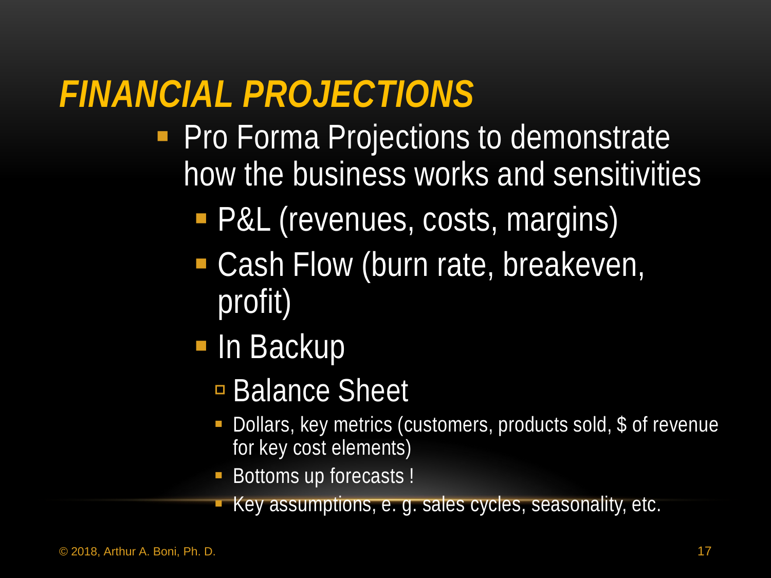# *FINANCIAL PROJECTIONS*

- Pro Forma Projections to demonstrate how the business works and sensitivities
  - P&L (revenues, costs, margins)
  - Cash Flow (burn rate, breakeven, profit)
  - In Backup
    - Balance Sheet
      - Dollars, key metrics (customers, products sold, $ of revenue for key cost elements)
      - Bottoms up forecasts !
      - Key assumptions, e. g. sales cycles, seasonality, etc.

© 2018, Arthur A. Boni, Ph. D.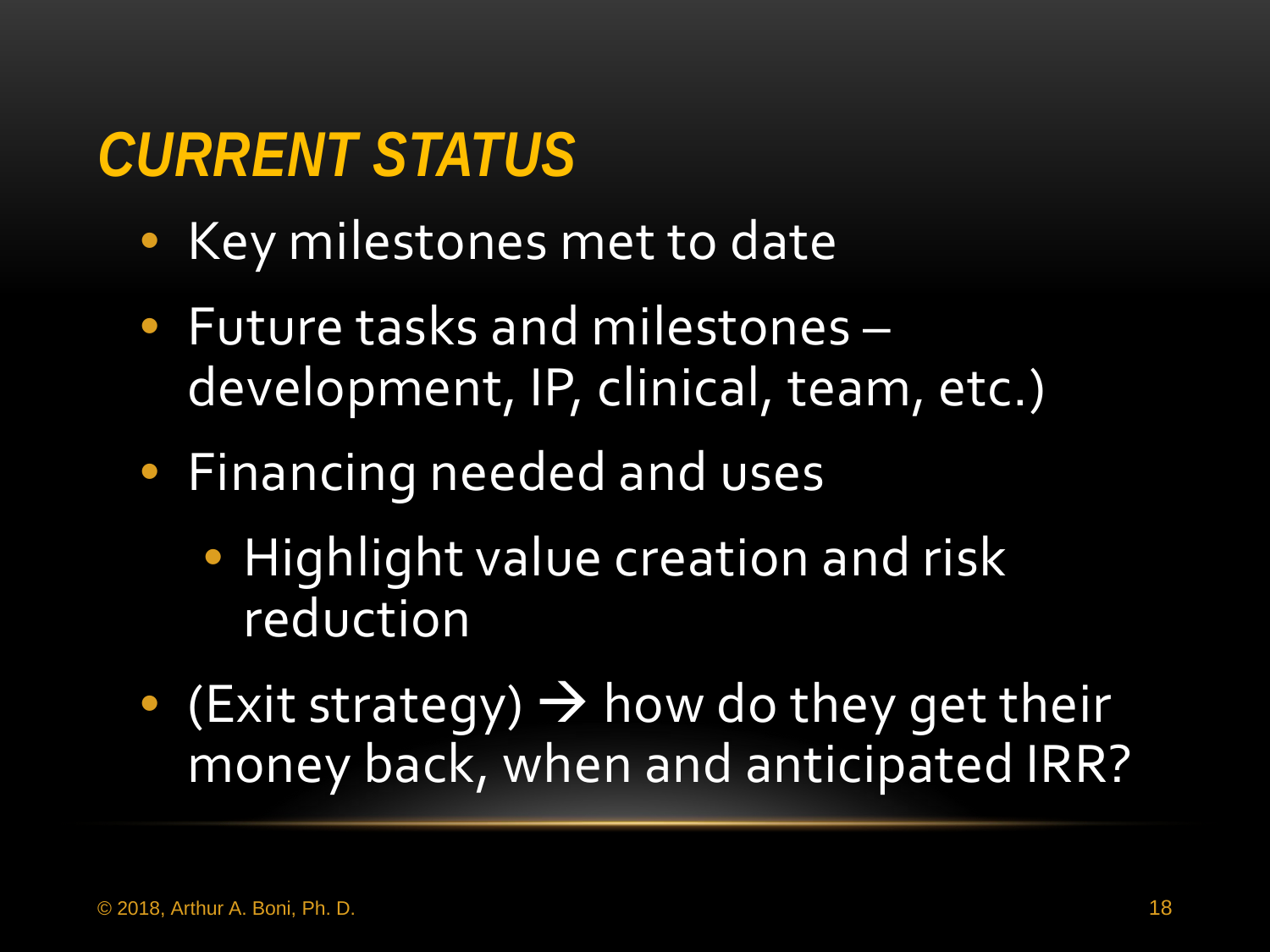## *CURRENT STATUS*

- Key milestones met to date
- Future tasks and milestones – development, IP, clinical, team, etc.)
- Financing needed and uses
  - Highlight value creation and risk reduction
- (Exit strategy) → how do they get their money back, when and anticipated IRR?

© 2018, Arthur A. Boni, Ph. D.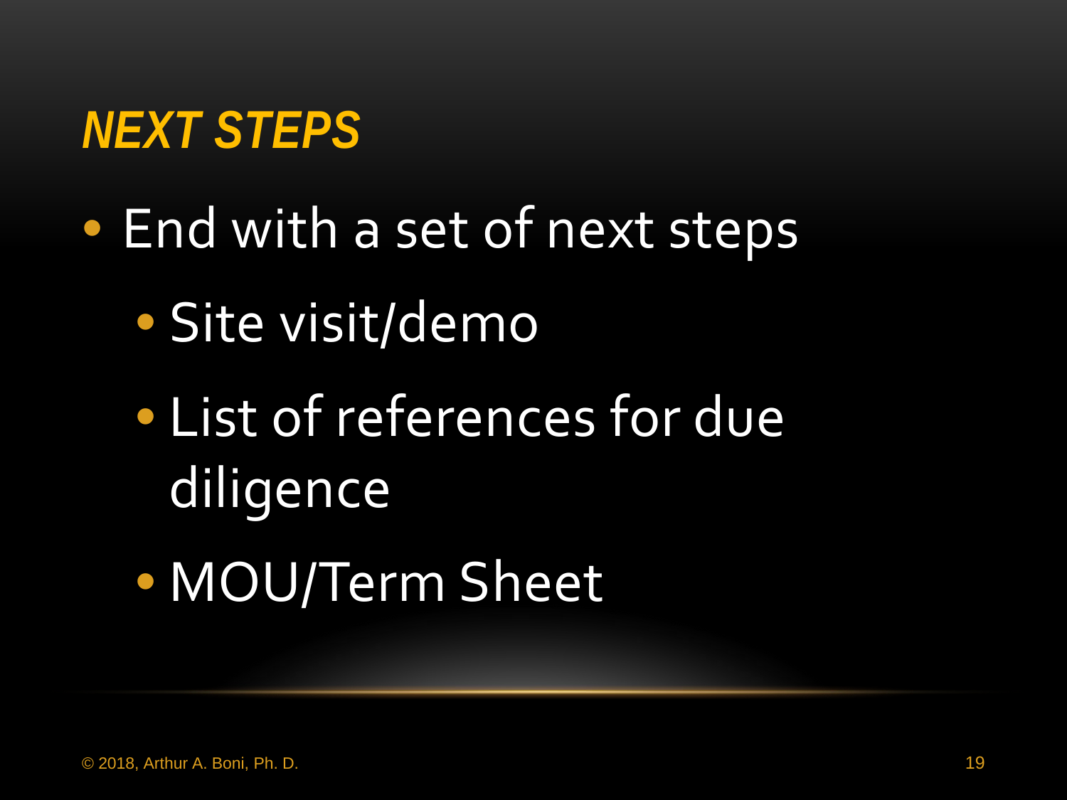## *NEXT STEPS*

- End with a set of next steps
  - Site visit/demo
  - List of references for due diligence
  - MOU/Term Sheet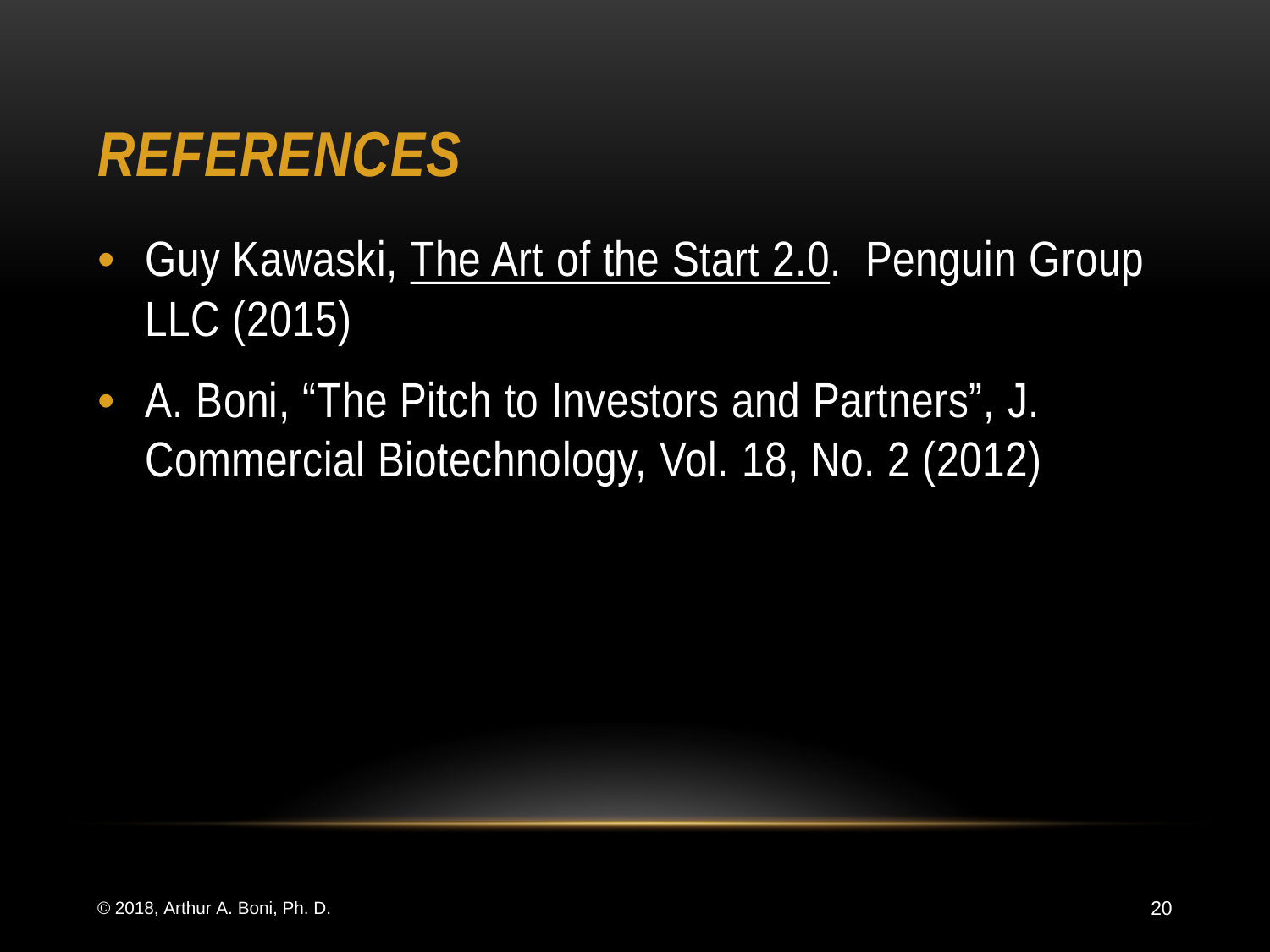# REFERENCES

- Guy Kawaski, The Art of the Start 2.0. Penguin Group LLC (2015)
- A. Boni, “The Pitch to Investors and Partners”, J. Commercial Biotechnology, Vol. 18, No. 2 (2012)

© 2018, Arthur A. Boni, Ph. D.